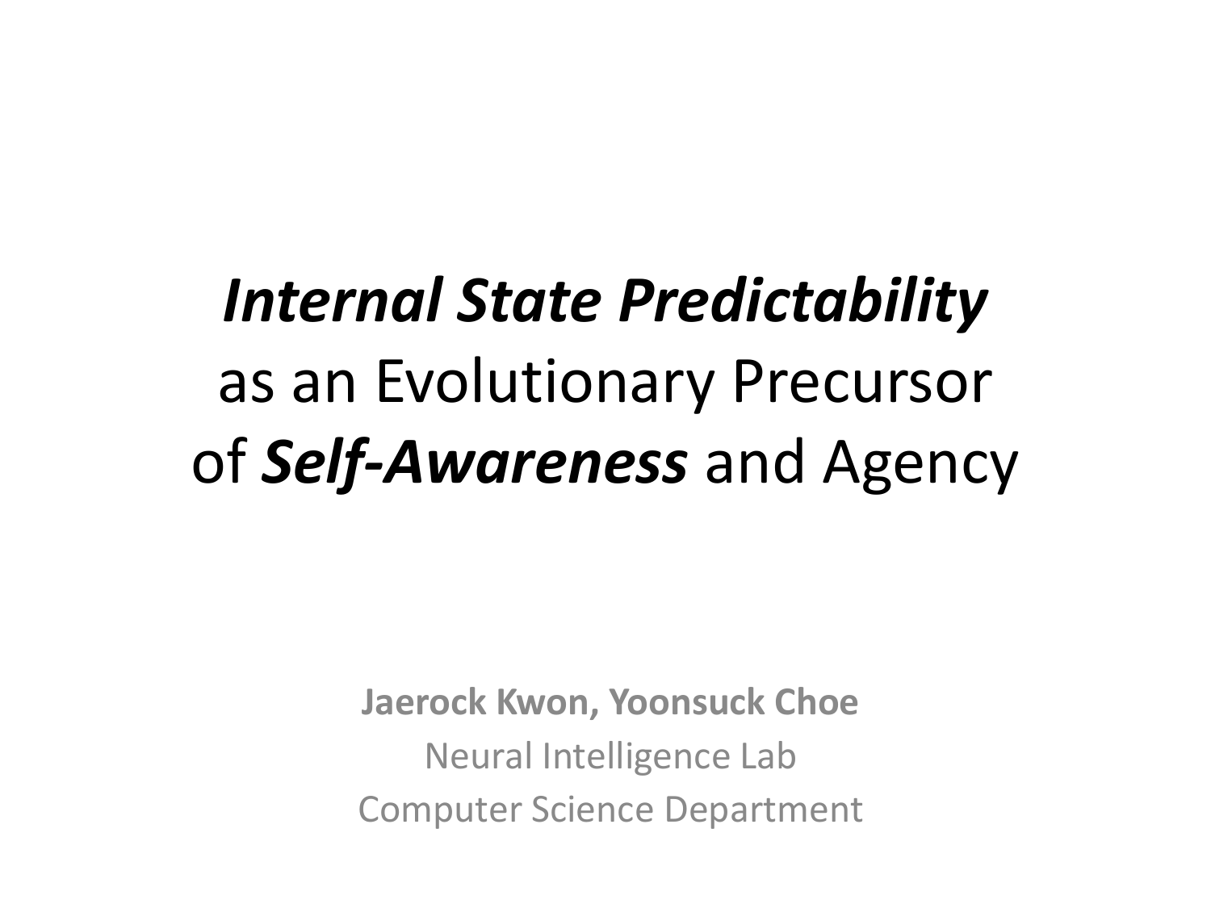# *Internal State Predictability* as an Evolutionary Precursor of *Self-Awareness* and Agency

**Jaerock Kwon, Yoonsuck Choe**

Neural Intelligence Lab

Computer Science Department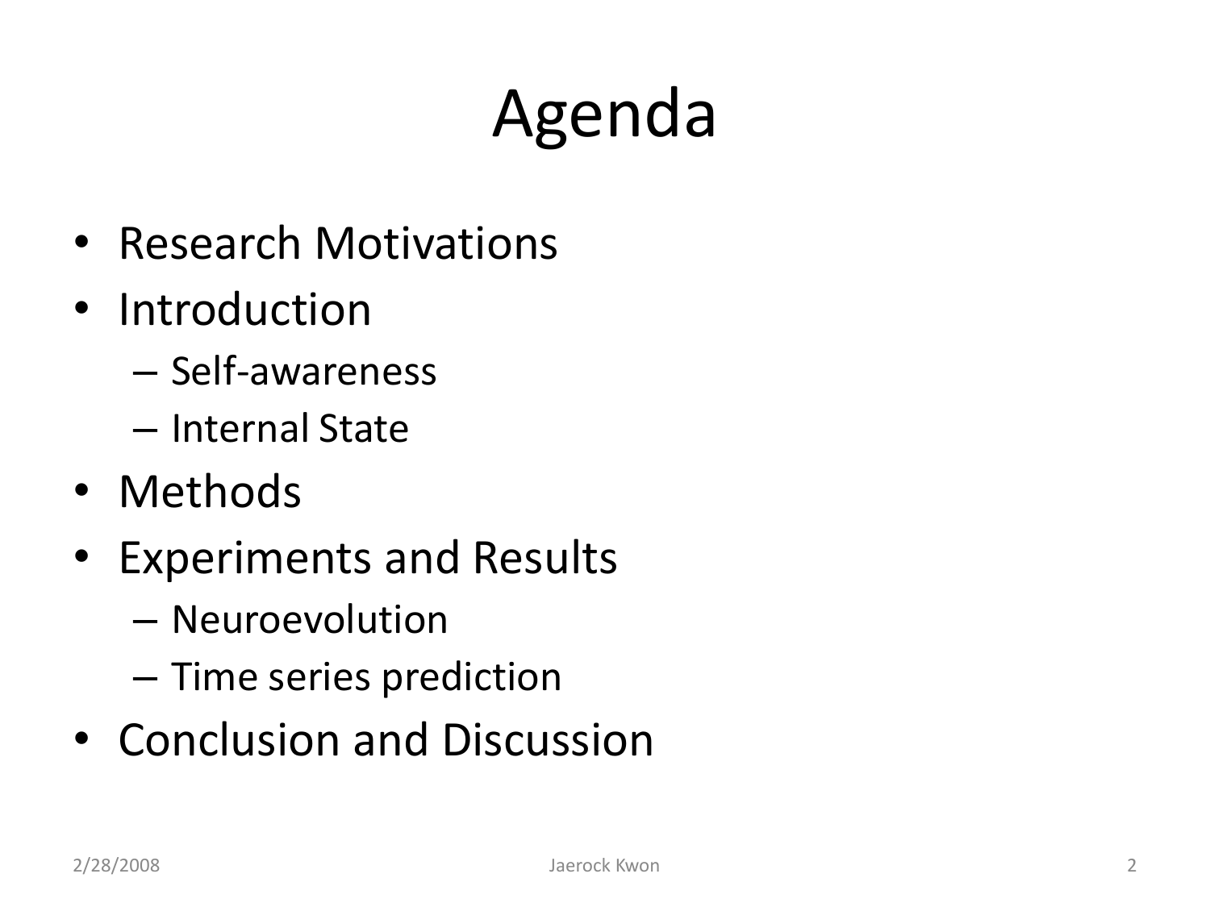# Agenda

- Research Motivations
- Introduction
  - Self-awareness
  - Internal State
- Methods
- Experiments and Results
  - Neuroevolution
  - Time series prediction
- Conclusion and Discussion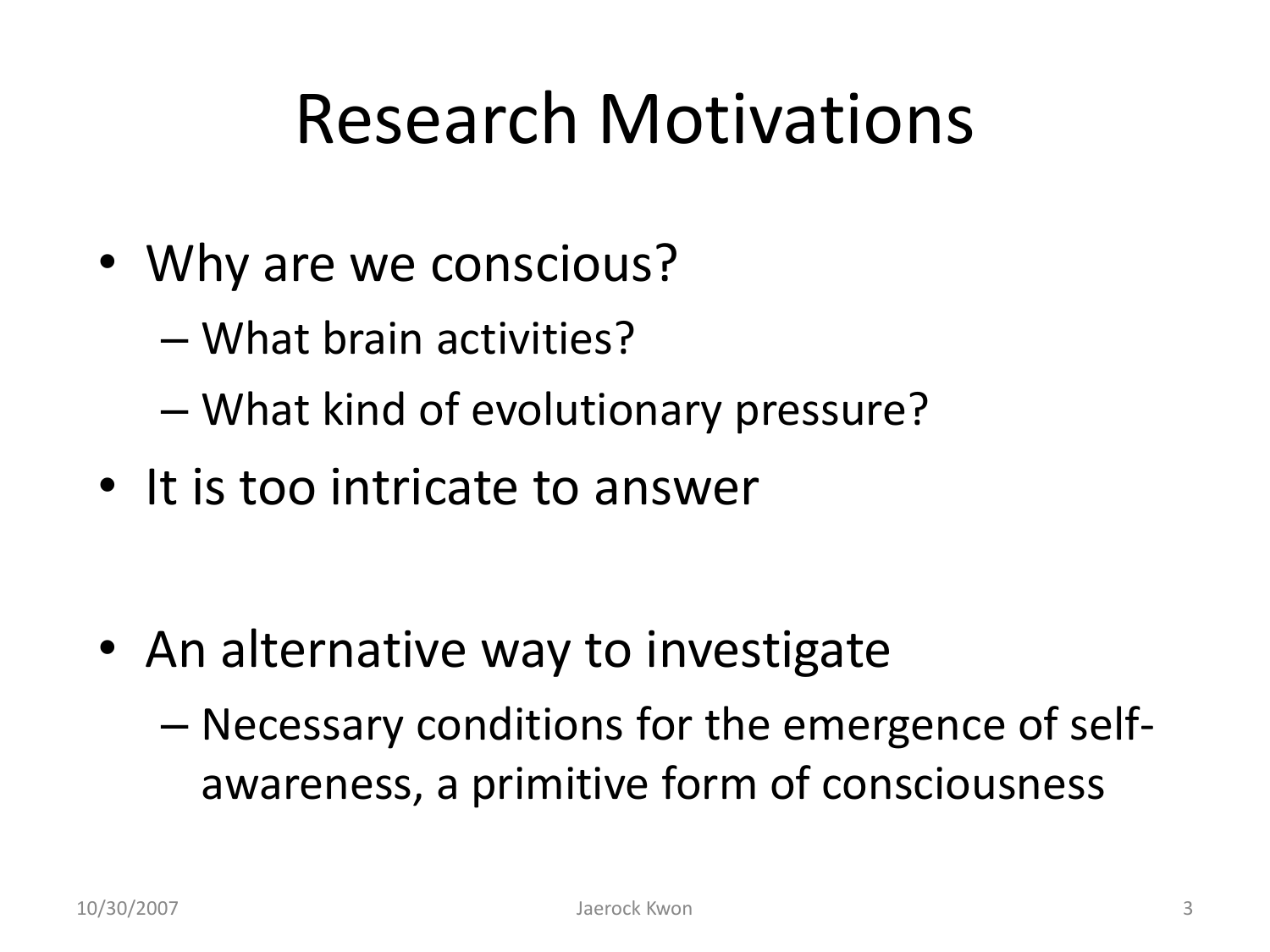# Research Motivations

- Why are we conscious?
  - What brain activities?
  - What kind of evolutionary pressure?
- It is too intricate to answer

- An alternative way to investigate
  - Necessary conditions for the emergence of self-awareness, a primitive form of consciousness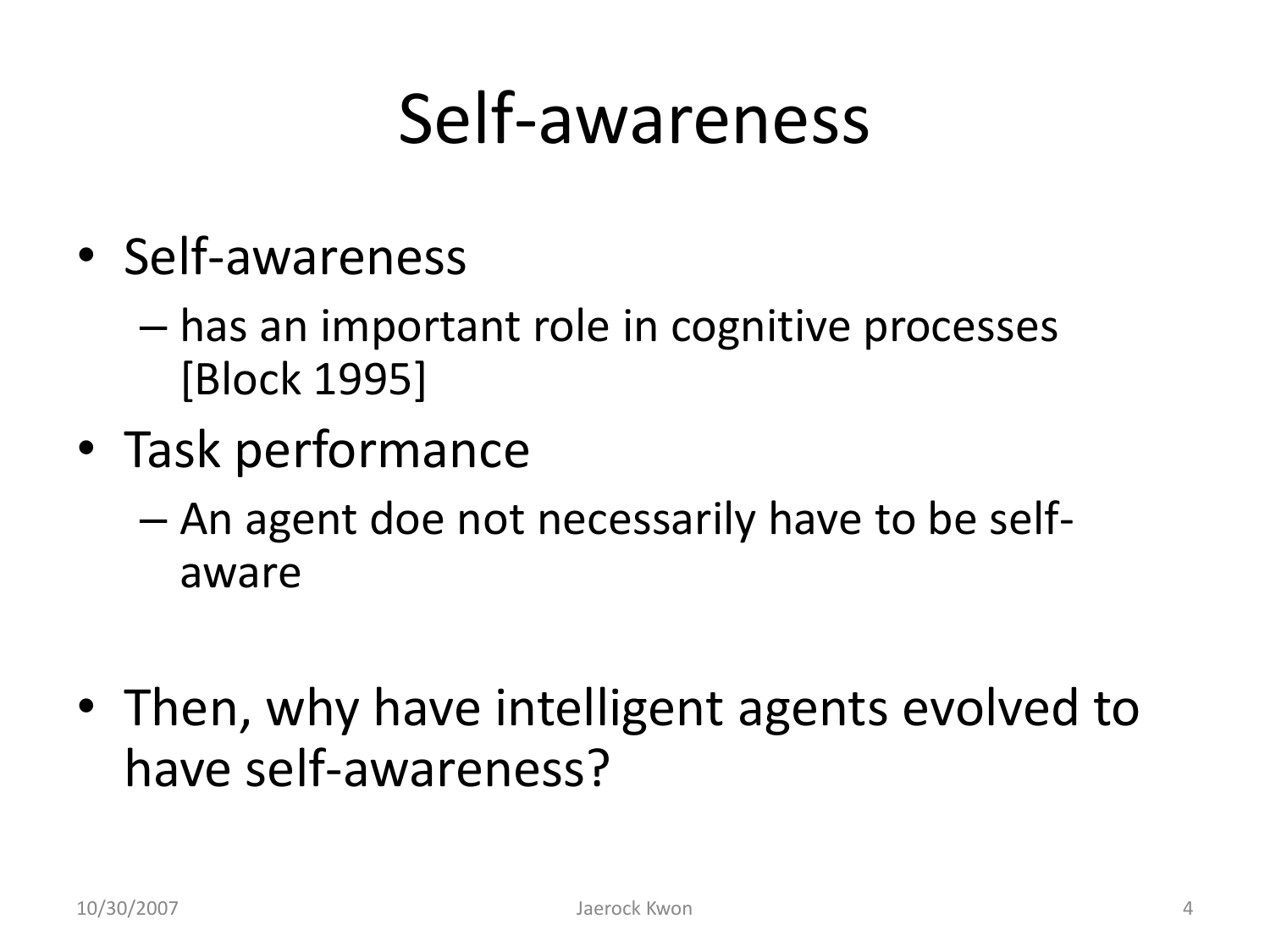# Self-awareness

- Self-awareness
  - has an important role in cognitive processes [Block 1995]
- Task performance
  - An agent doe not necessarily have to be self-aware

- Then, why have intelligent agents evolved to have self-awareness?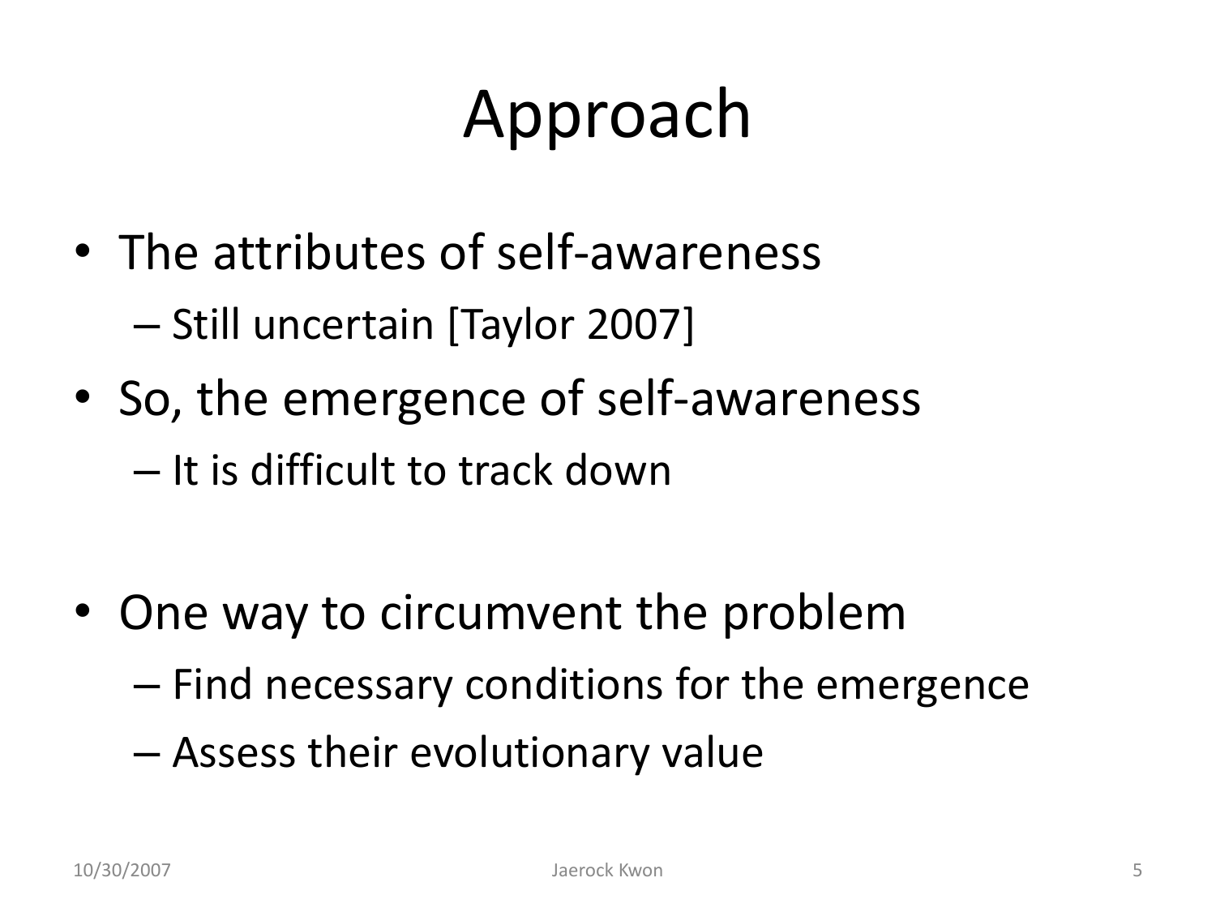# Approach

- The attributes of self-awareness
  - Still uncertain [Taylor 2007]
- So, the emergence of self-awareness
  - It is difficult to track down

- One way to circumvent the problem
  - Find necessary conditions for the emergence
  - Assess their evolutionary value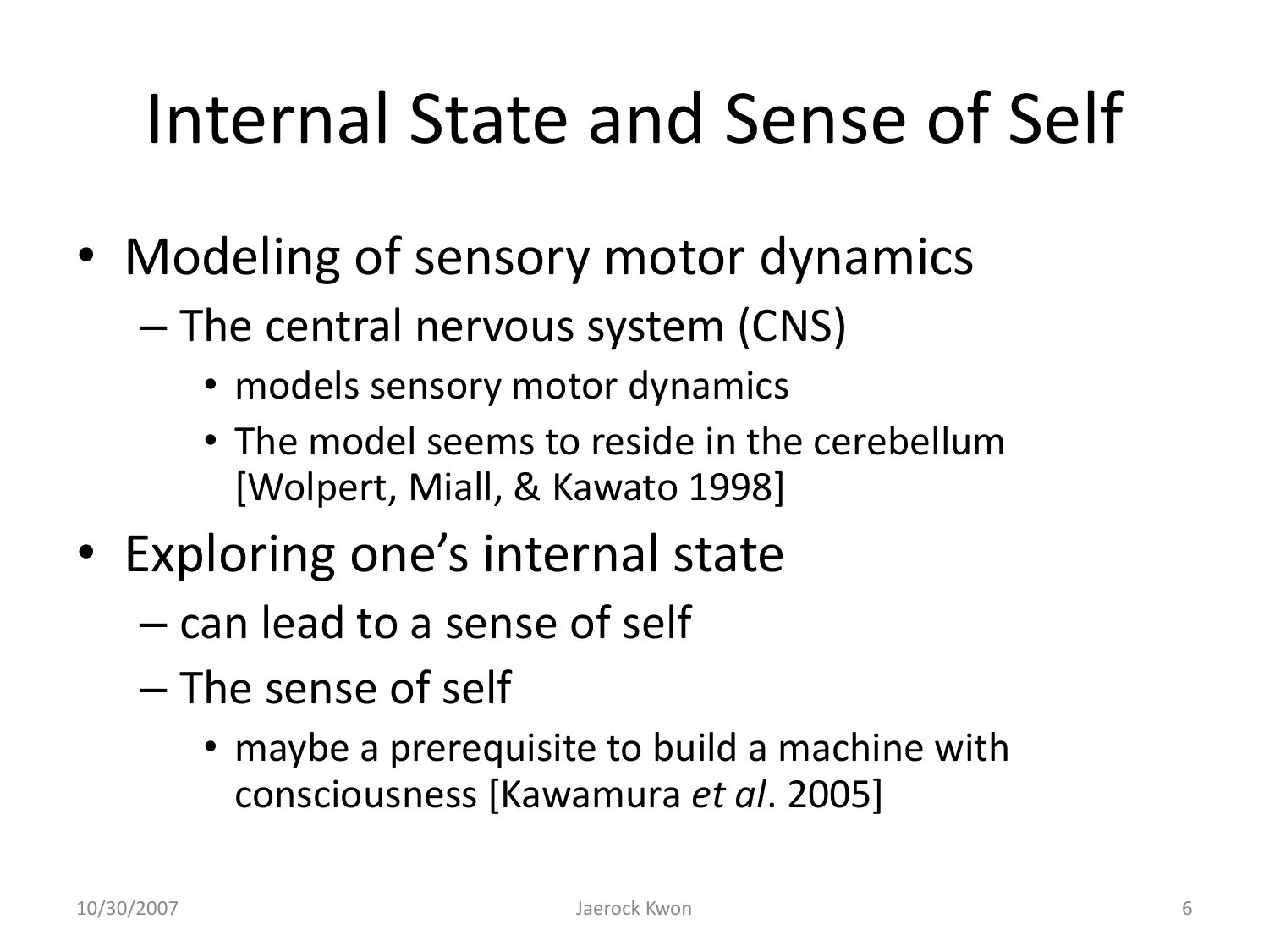# Internal State and Sense of Self

- Modeling of sensory motor dynamics
  - The central nervous system (CNS)
    - models sensory motor dynamics
    - The model seems to reside in the cerebellum [Wolpert, Miall, & Kawato 1998]
- Exploring one's internal state
  - can lead to a sense of self
  - The sense of self
    - maybe a prerequisite to build a machine with consciousness [Kawamura *et al*. 2005]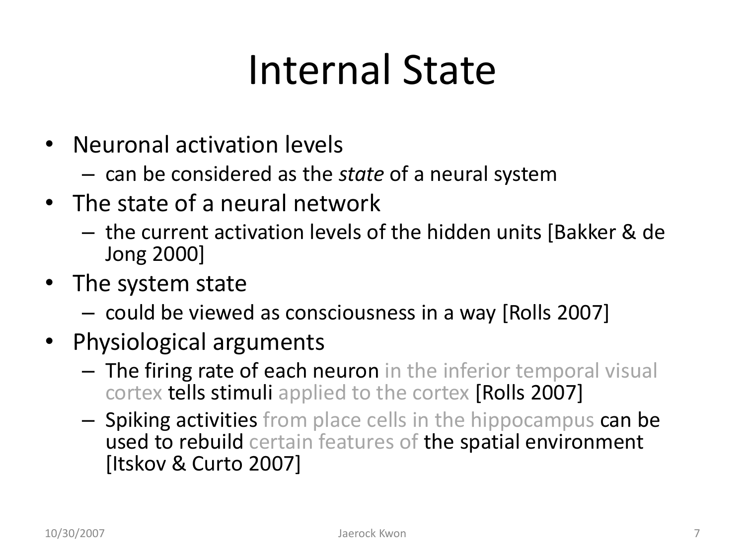# Internal State

- Neuronal activation levels
  - can be considered as the *state* of a neural system
- The state of a neural network
  - the current activation levels of the hidden units [Bakker & de Jong 2000]
- The system state
  - could be viewed as consciousness in a way [Rolls 2007]
- Physiological arguments
  - The firing rate of each neuron in the inferior temporal visual cortex tells stimuli applied to the cortex [Rolls 2007]
  - Spiking activities from place cells in the hippocampus can be used to rebuild certain features of the spatial environment [Itskov & Curto 2007]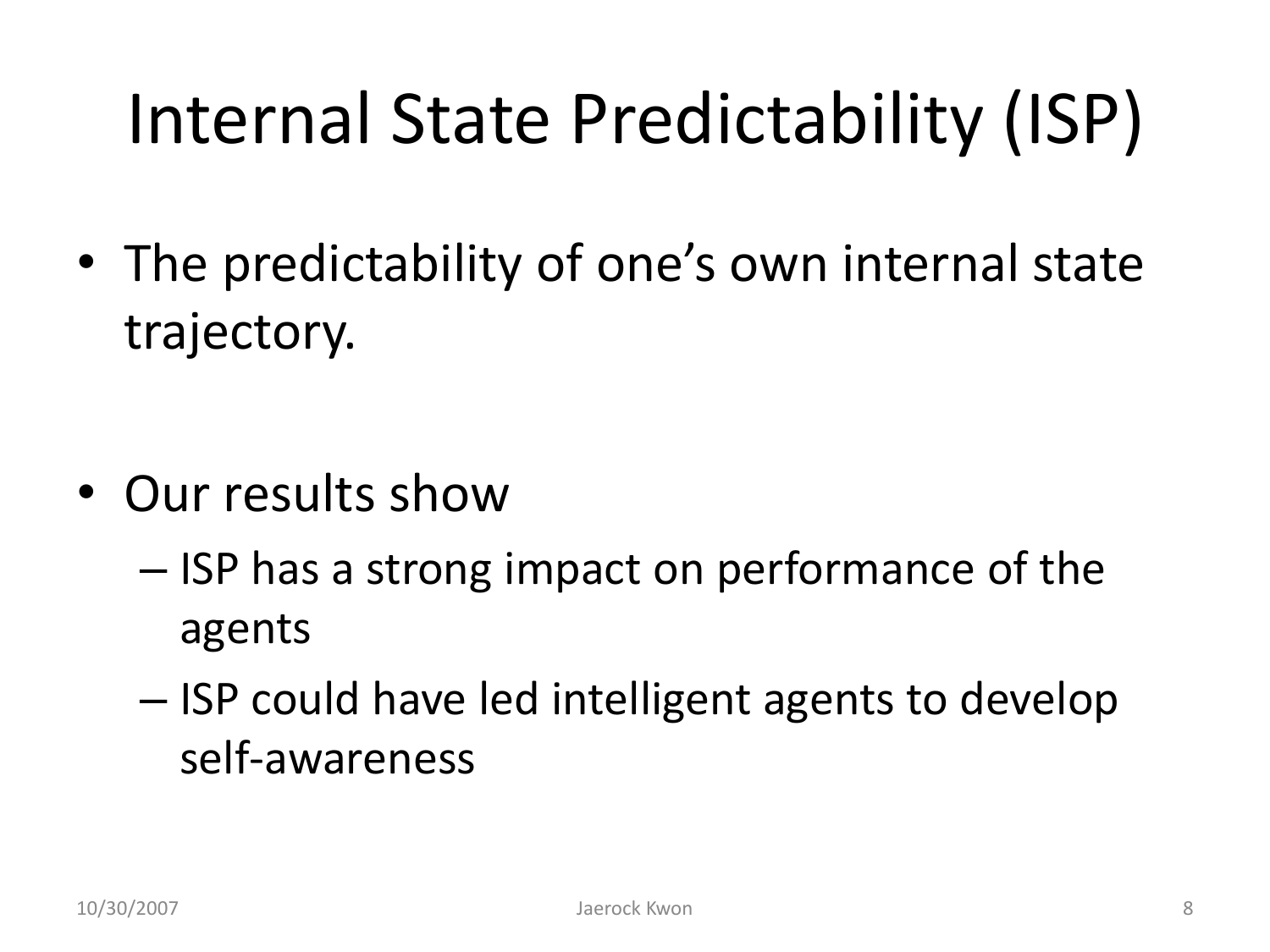# Internal State Predictability (ISP)

- The predictability of one's own internal state trajectory.

- Our results show
  - ISP has a strong impact on performance of the agents
  - ISP could have led intelligent agents to develop self-awareness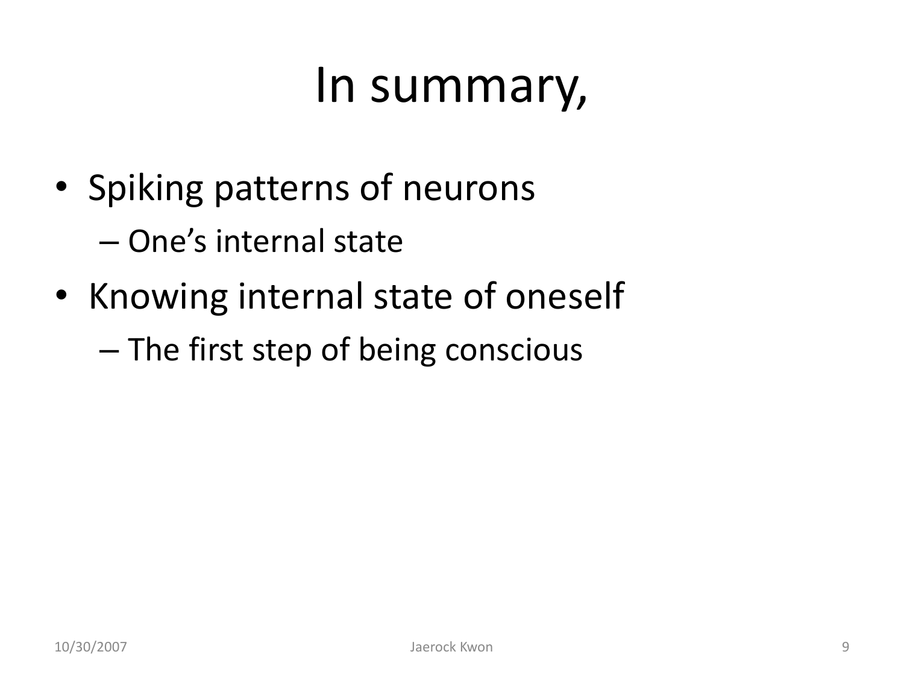# In summary,

- Spiking patterns of neurons
  - One's internal state
- Knowing internal state of oneself
  - The first step of being conscious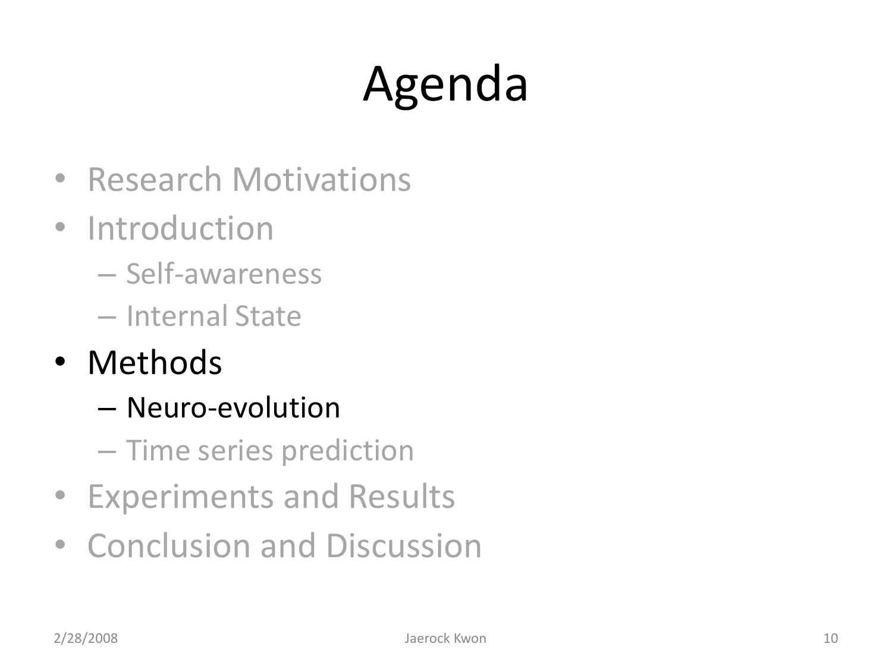# Agenda

- Research Motivations
- Introduction
  - Self-awareness
  - Internal State
- Methods
  - Neuro-evolution
  - Time series prediction
- Experiments and Results
- Conclusion and Discussion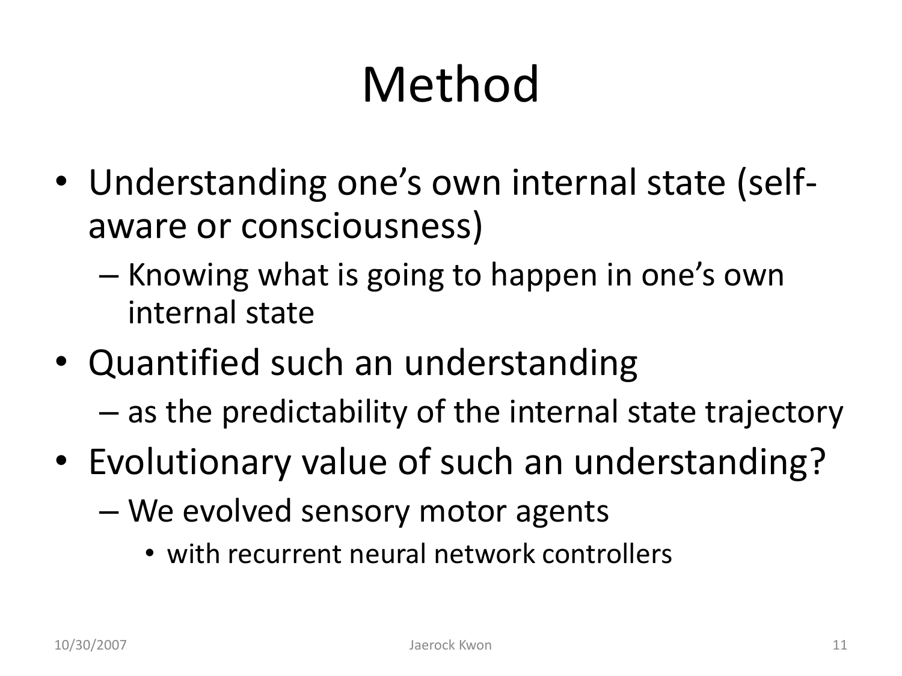# Method

- Understanding one's own internal state (self-aware or consciousness)
  - Knowing what is going to happen in one's own internal state
- Quantified such an understanding
  - as the predictability of the internal state trajectory
- Evolutionary value of such an understanding?
  - We evolved sensory motor agents
    - with recurrent neural network controllers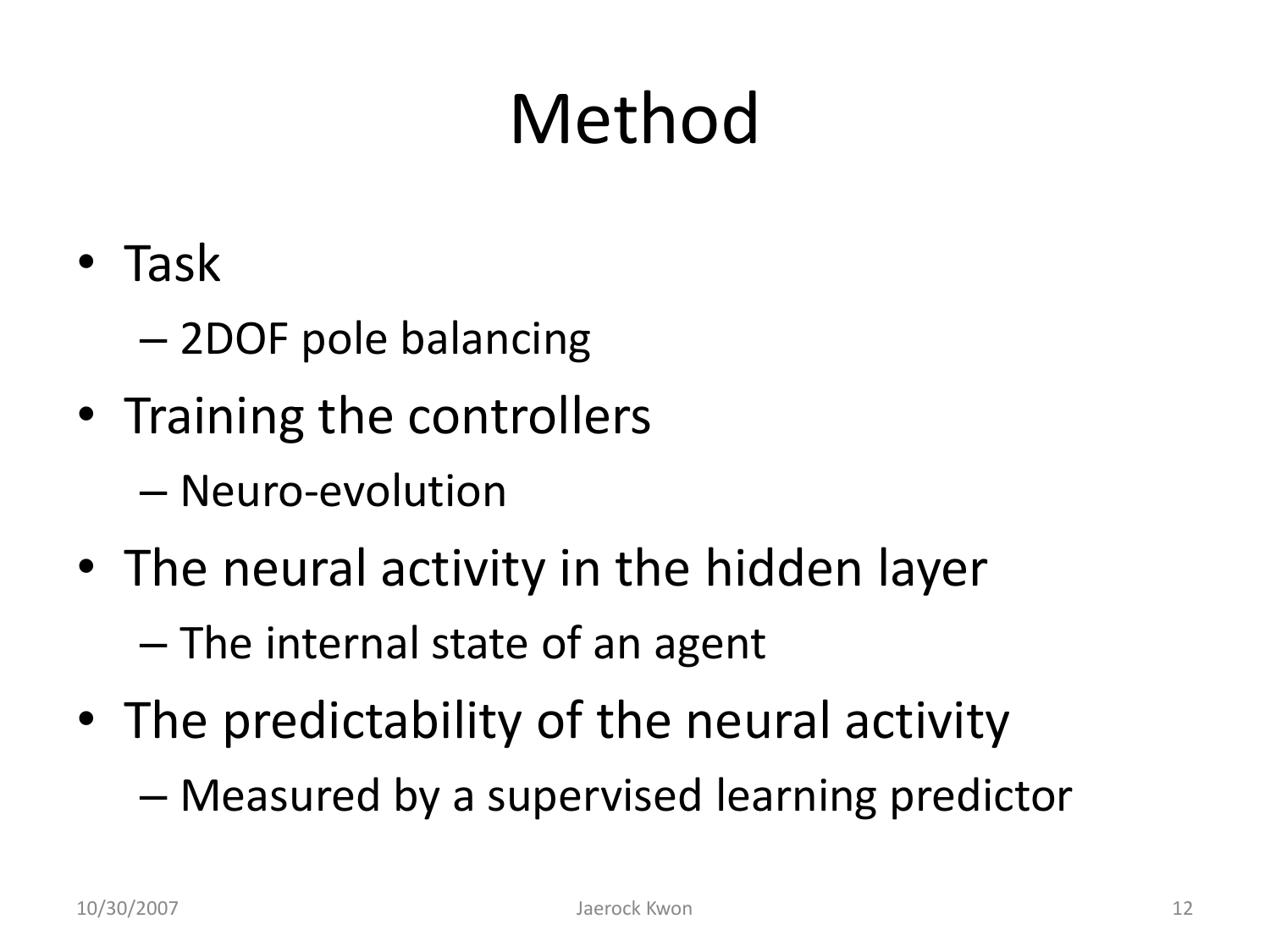# Method

- Task
  - 2DOF pole balancing
- Training the controllers
  - Neuro-evolution
- The neural activity in the hidden layer
  - The internal state of an agent
- The predictability of the neural activity
  - Measured by a supervised learning predictor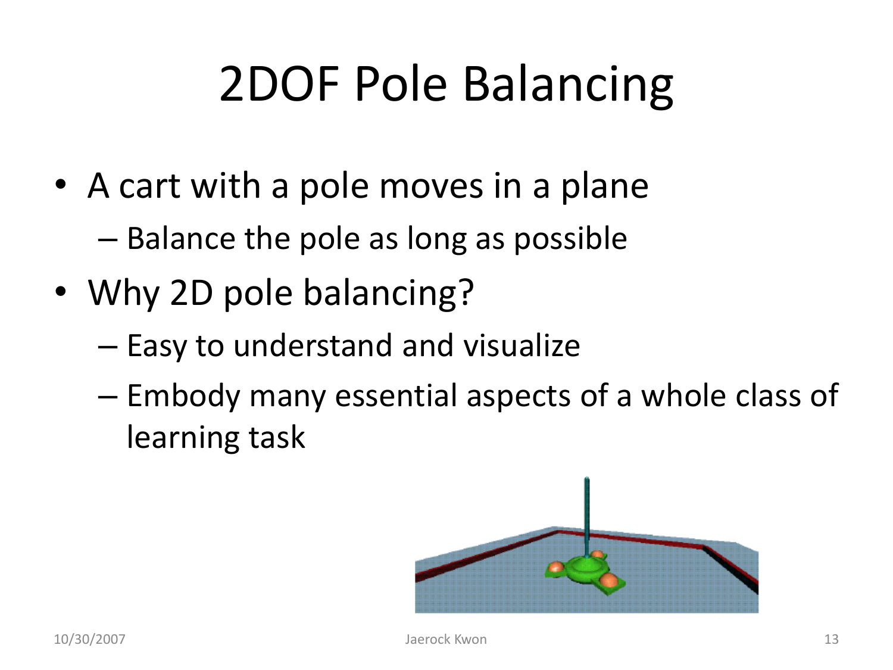# 2DOF Pole Balancing

- A cart with a pole moves in a plane
  - Balance the pole as long as possible
- Why 2D pole balancing?
  - Easy to understand and visualize
  - Embody many essential aspects of a whole class of learning task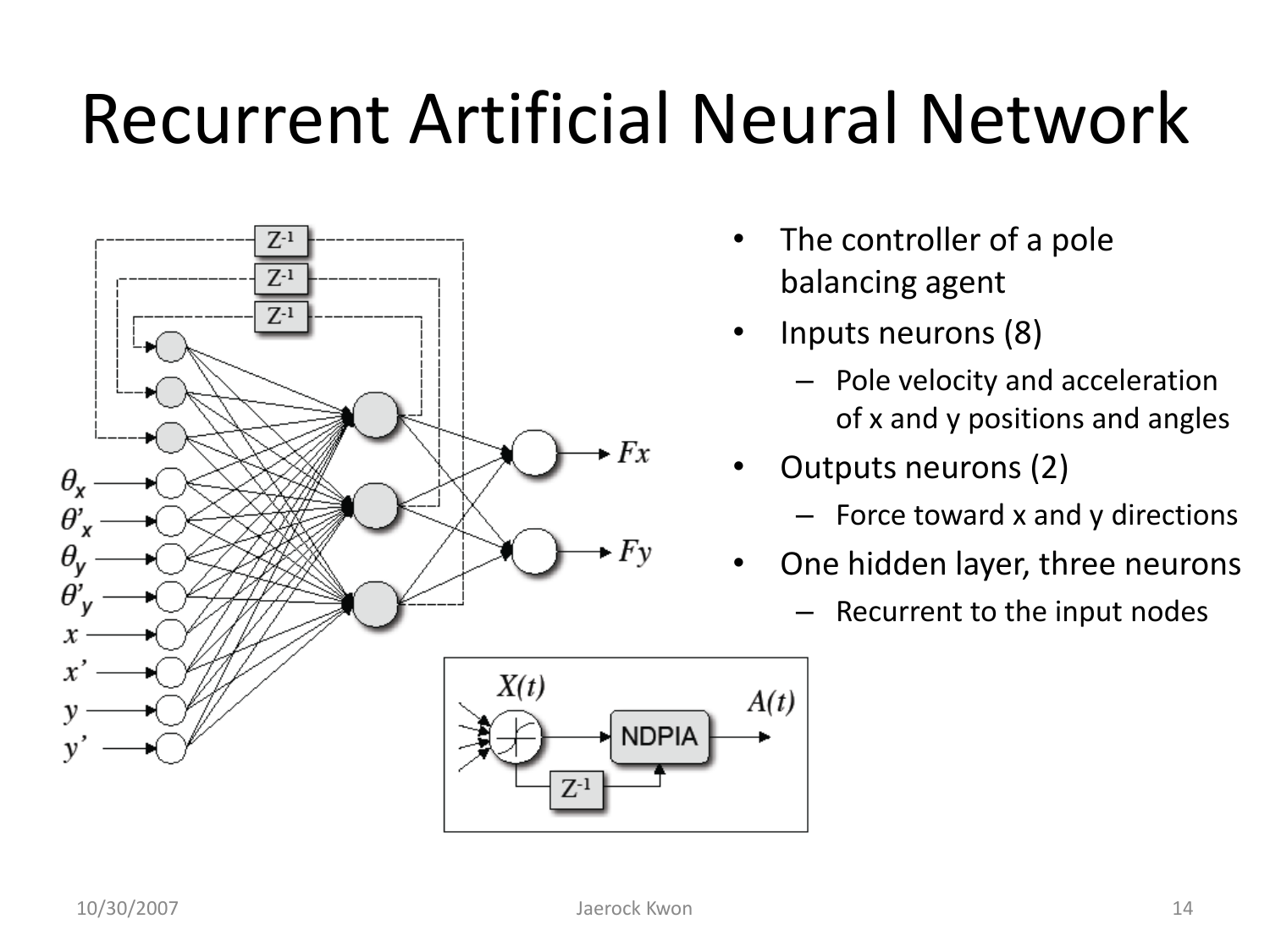# Recurrent Artificial Neural Network

- The controller of a pole balancing agent
- Inputs neurons (8)
  - Pole velocity and acceleration of x and y positions and angles
- Outputs neurons (2)
  - Force toward x and y directions
- One hidden layer, three neurons
  - Recurrent to the input nodes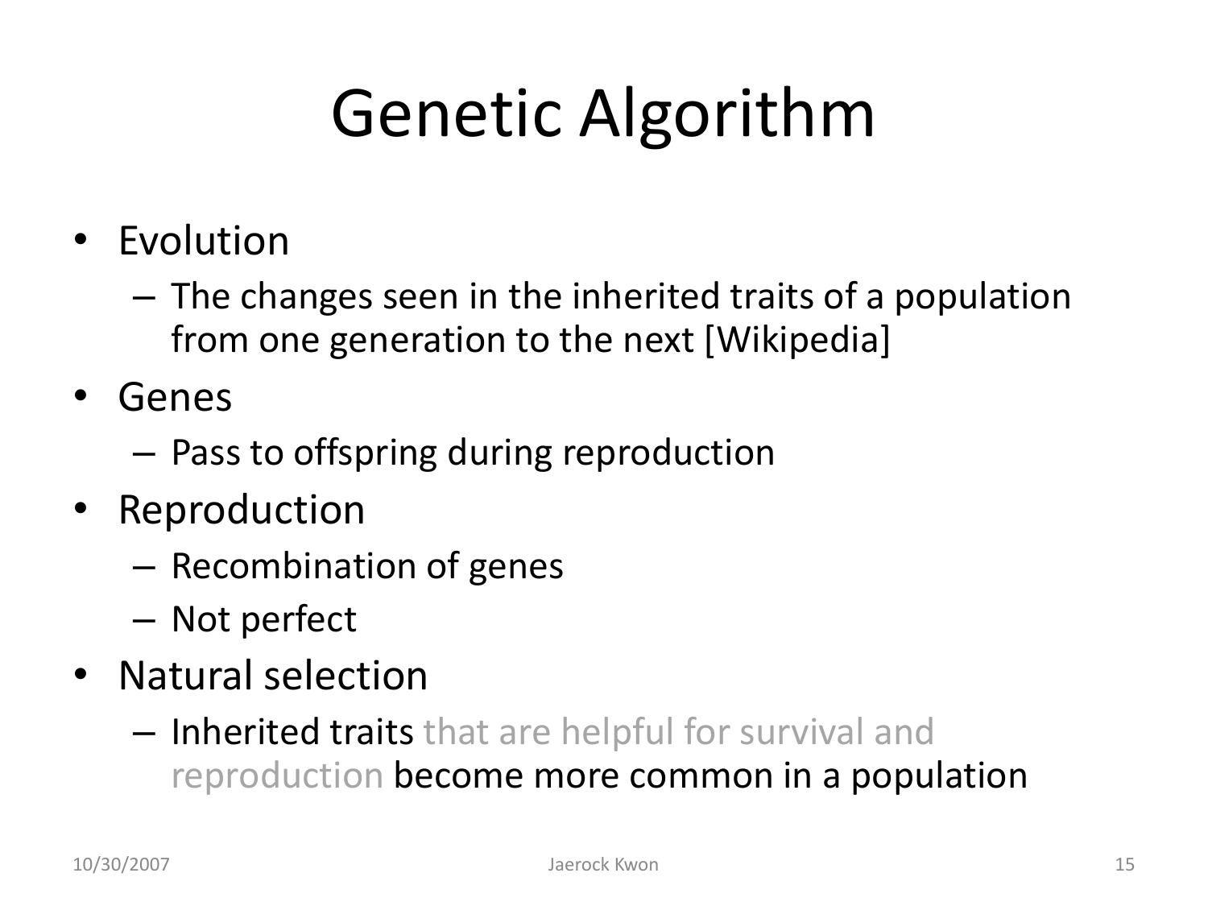# Genetic Algorithm

- Evolution
  - The changes seen in the inherited traits of a population from one generation to the next [Wikipedia]
- Genes
  - Pass to offspring during reproduction
- Reproduction
  - Recombination of genes
  - Not perfect
- Natural selection
  - Inherited traits that are helpful for survival and reproduction become more common in a population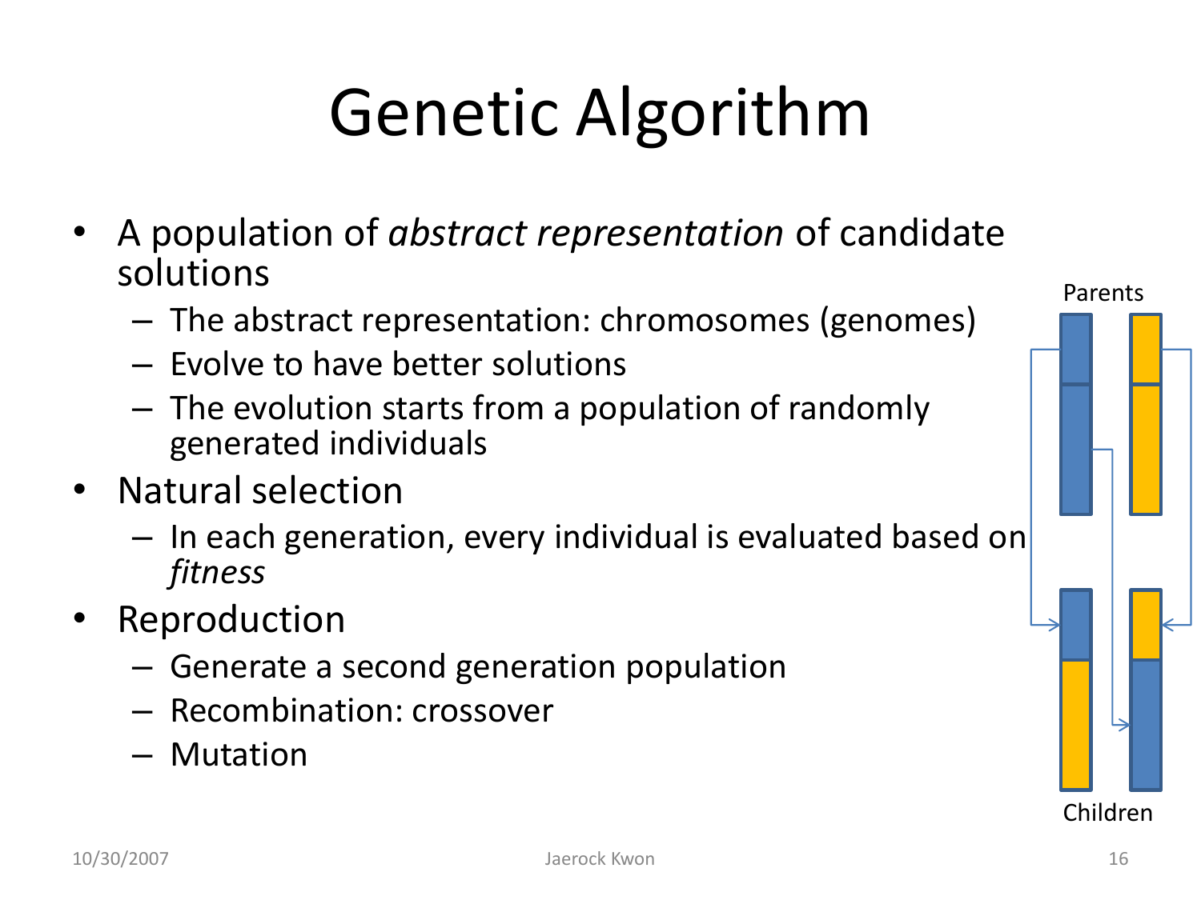# Genetic Algorithm

- A population of *abstract representation* of candidate solutions
  - The abstract representation: chromosomes (genomes)
  - Evolve to have better solutions
  - The evolution starts from a population of randomly generated individuals
- Natural selection
  - In each generation, every individual is evaluated based on *fitness*
- Reproduction
  - Generate a second generation population
  - Recombination: crossover
  - Mutation

Parents

Children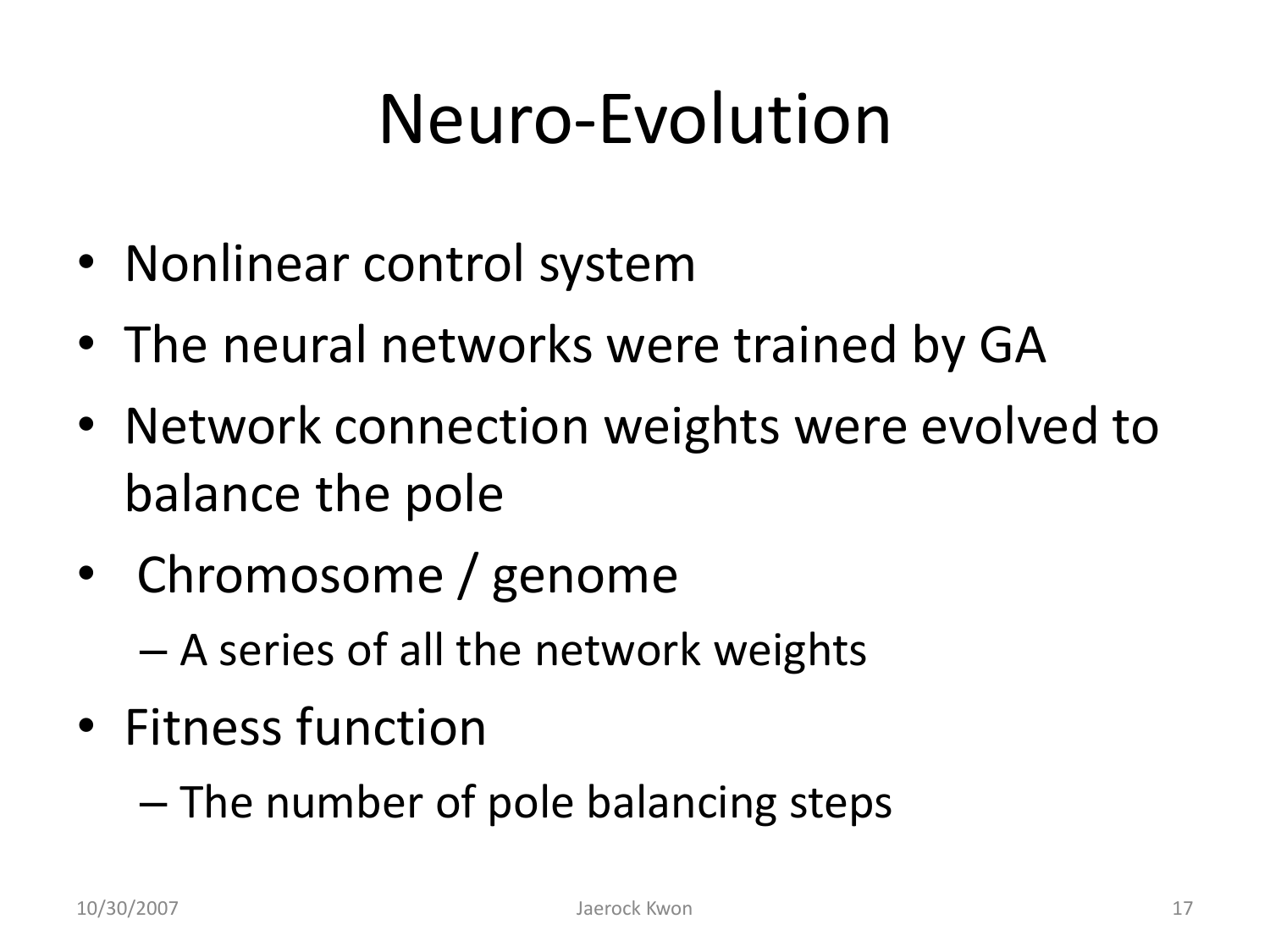# Neuro-Evolution

- Nonlinear control system
- The neural networks were trained by GA
- Network connection weights were evolved to balance the pole
- Chromosome / genome
  - A series of all the network weights
- Fitness function
  - The number of pole balancing steps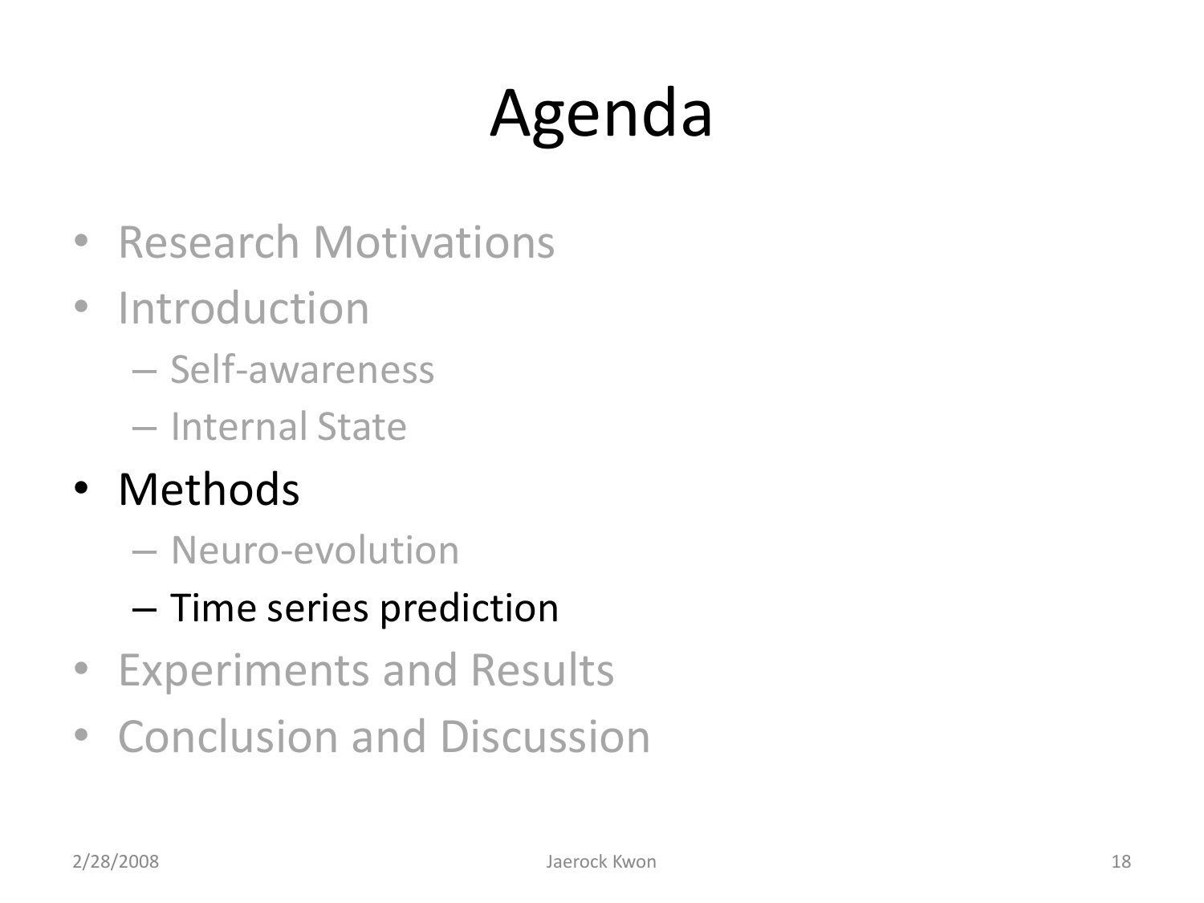# Agenda

- Research Motivations
- Introduction
  - Self-awareness
  - Internal State
- Methods
  - Neuro-evolution
  - Time series prediction
- Experiments and Results
- Conclusion and Discussion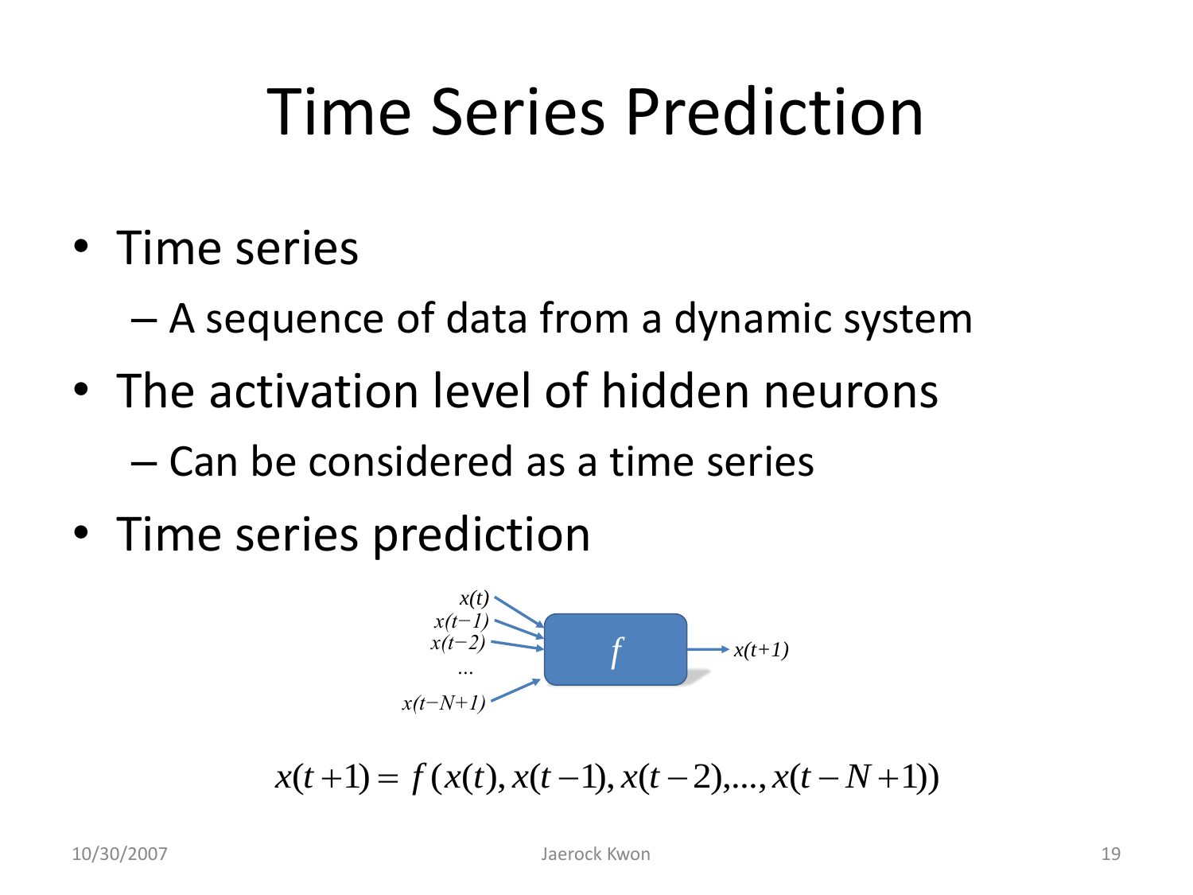# Time Series Prediction

- Time series
  - A sequence of data from a dynamic system
- The activation level of hidden neurons
  - Can be considered as a time series
- Time series prediction

$$x(t+1) = f\,(x(t), x(t-1), x(t-2), \ldots, x(t-N+1))$$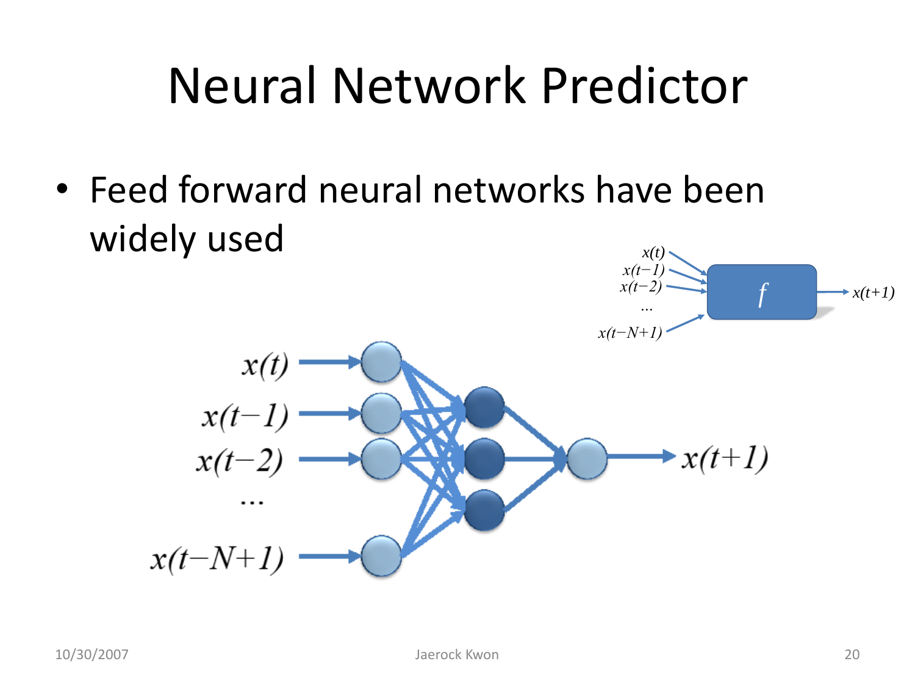# Neural Network Predictor

- Feed forward neural networks have been widely used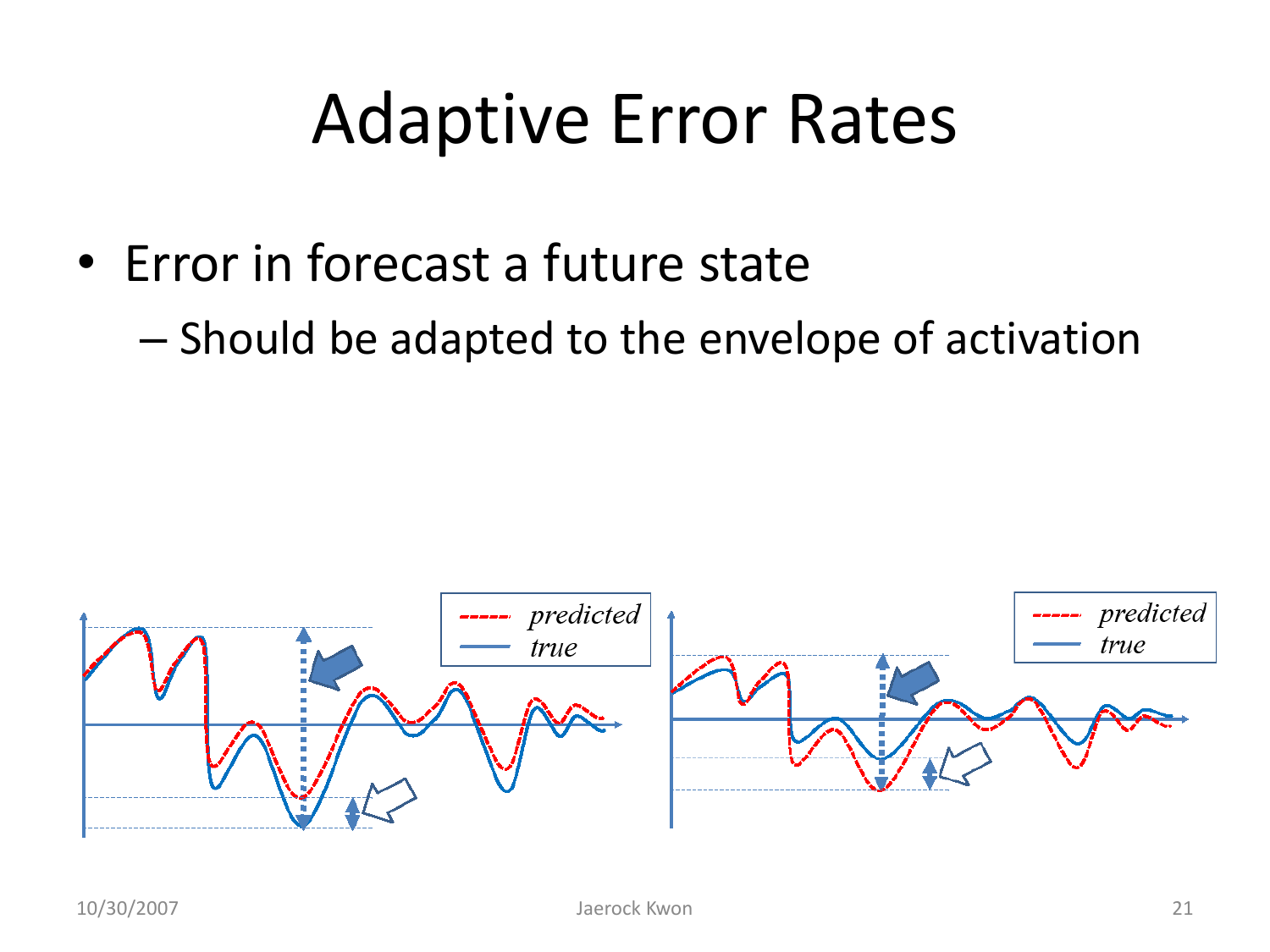# Adaptive Error Rates

- Error in forecast a future state
  - Should be adapted to the envelope of activation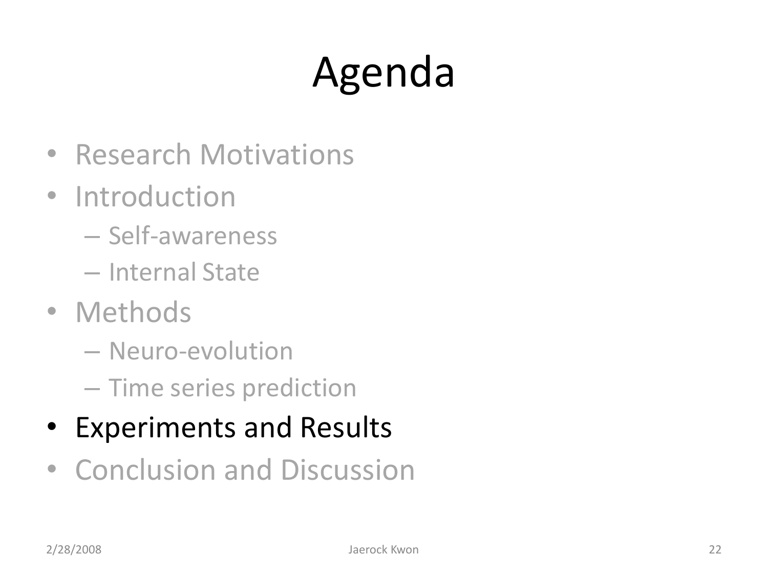# Agenda

- Research Motivations
- Introduction
  - Self-awareness
  - Internal State
- Methods
  - Neuro-evolution
  - Time series prediction
- Experiments and Results
- Conclusion and Discussion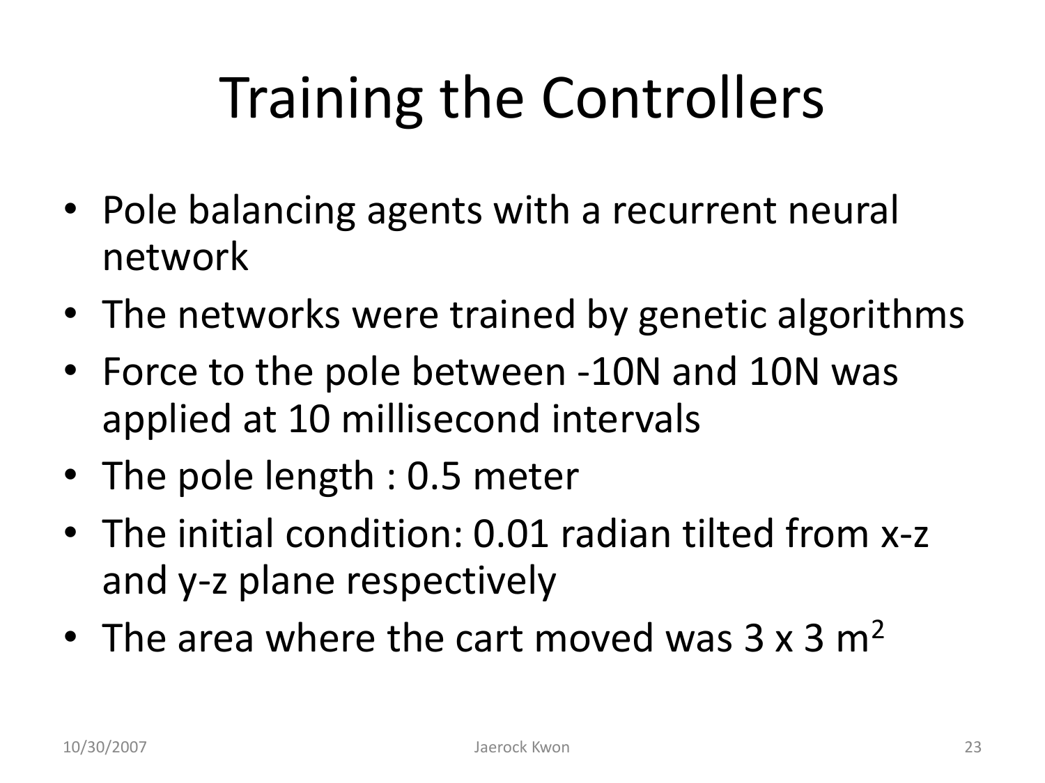# Training the Controllers

- Pole balancing agents with a recurrent neural network
- The networks were trained by genetic algorithms
- Force to the pole between -10N and 10N was applied at 10 millisecond intervals
- The pole length : 0.5 meter
- The initial condition: 0.01 radian tilted from x-z and y-z plane respectively
- The area where the cart moved was 3 x 3 $m^2$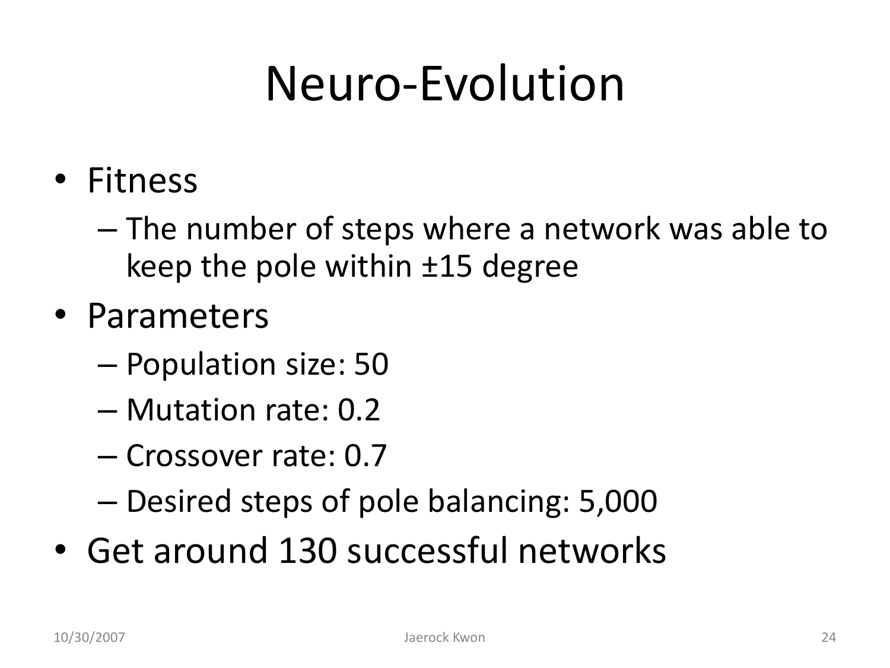# Neuro-Evolution

- Fitness
  - The number of steps where a network was able to keep the pole within ±15 degree
- Parameters
  - Population size: 50
  - Mutation rate: 0.2
  - Crossover rate: 0.7
  - Desired steps of pole balancing: 5,000
- Get around 130 successful networks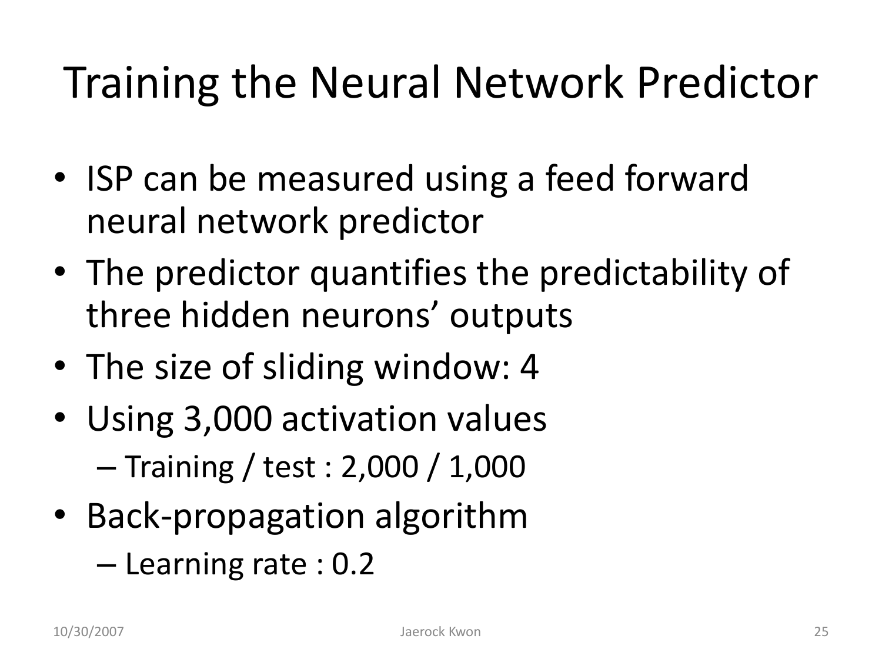# Training the Neural Network Predictor

- ISP can be measured using a feed forward neural network predictor
- The predictor quantifies the predictability of three hidden neurons' outputs
- The size of sliding window: 4
- Using 3,000 activation values
  - Training / test : 2,000 / 1,000
- Back-propagation algorithm
  - Learning rate : 0.2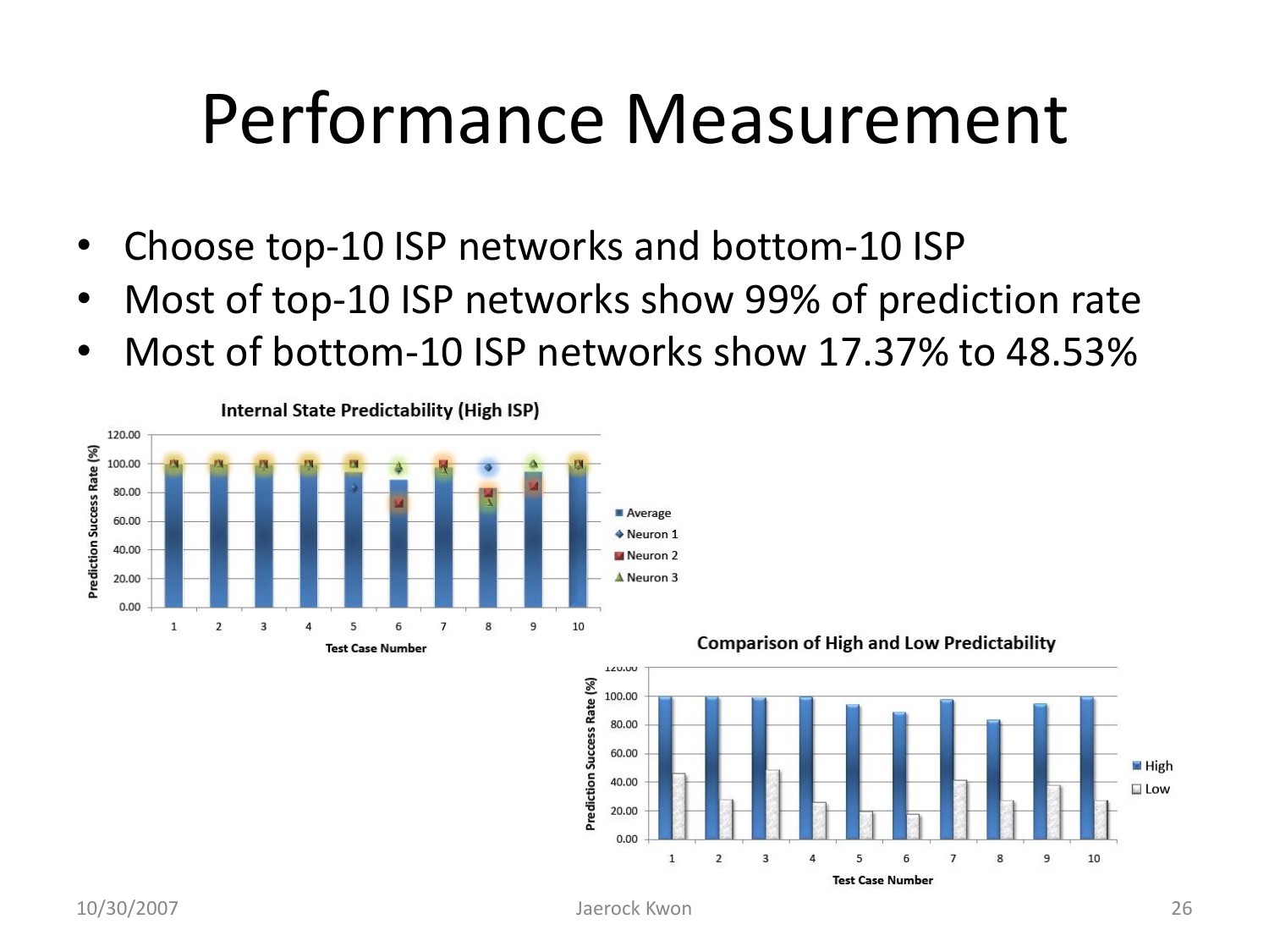# Performance Measurement

- Choose top-10 ISP networks and bottom-10 ISP
- Most of top-10 ISP networks show 99% of prediction rate
- Most of bottom-10 ISP networks show 17.37% to 48.53%

**Internal State Predictability (High ISP)**

Prediction Success Rate (%)

0.00 20.00 40.00 60.00 80.00 100.00 120.00

1 2 3 4 5 6 7 8 9 10

Test Case Number

Average / Neuron 1 / Neuron 2 / Neuron 3

**Comparison of High and Low Predictability**

Prediction Success Rate (%)

0.00 20.00 40.00 60.00 80.00 100.00 120.00

1 2 3 4 5 6 7 8 9 10

Test Case Number

High / Low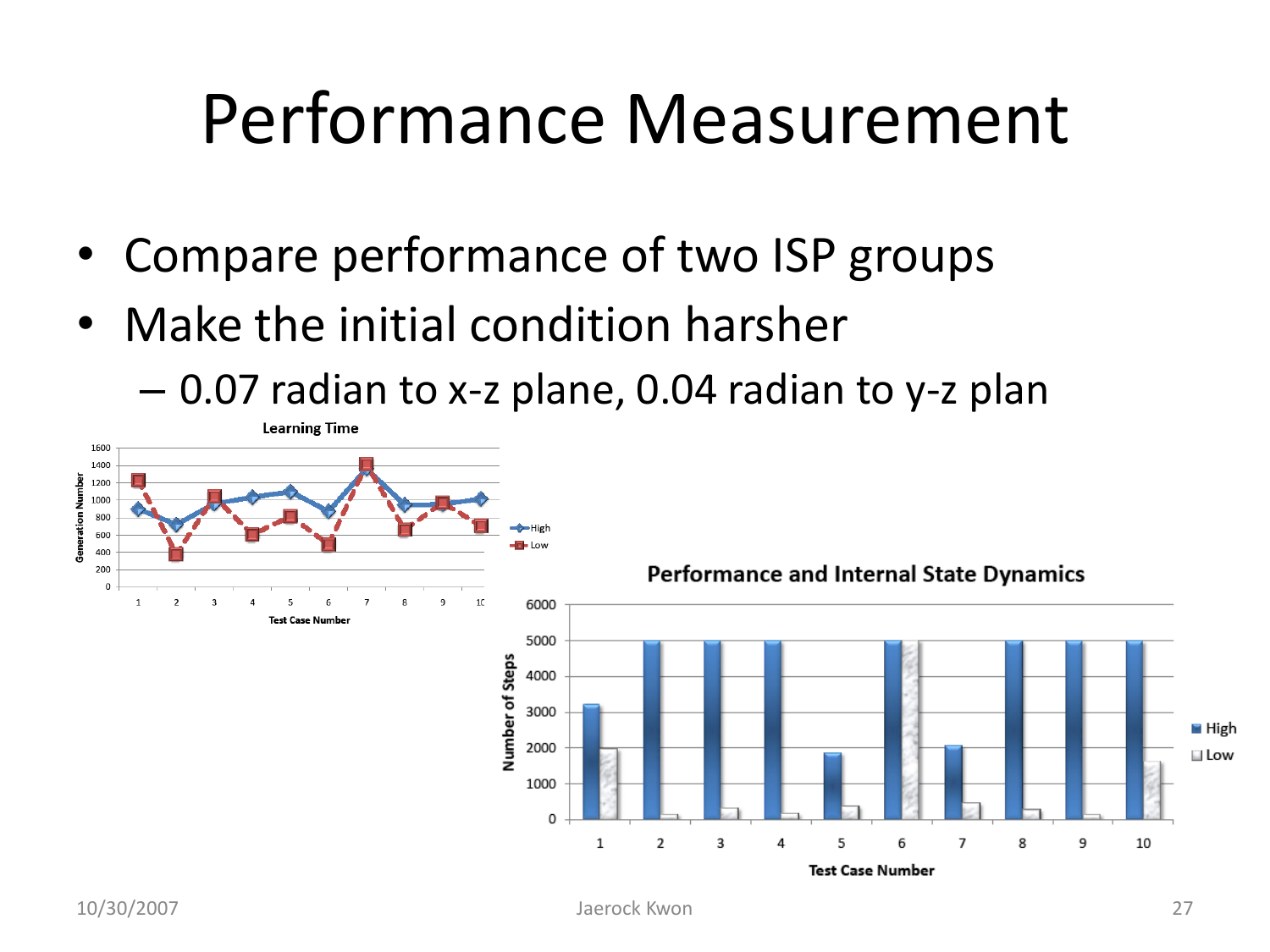# Performance Measurement

- Compare performance of two ISP groups
- Make the initial condition harsher
  - 0.07 radian to x-z plane, 0.04 radian to y-z plan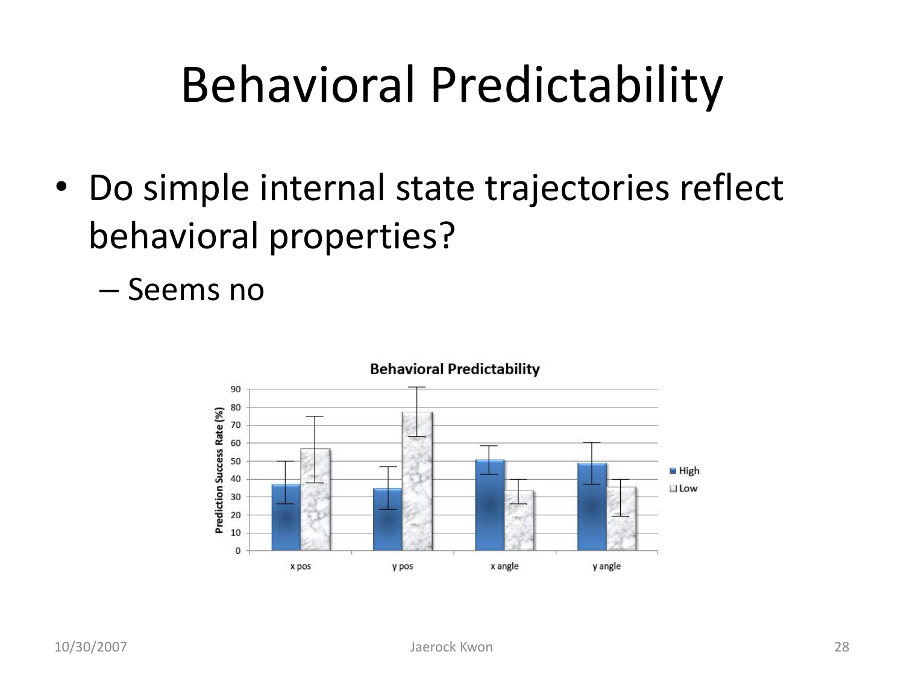# Behavioral Predictability

- Do simple internal state trajectories reflect behavioral properties?
  - Seems no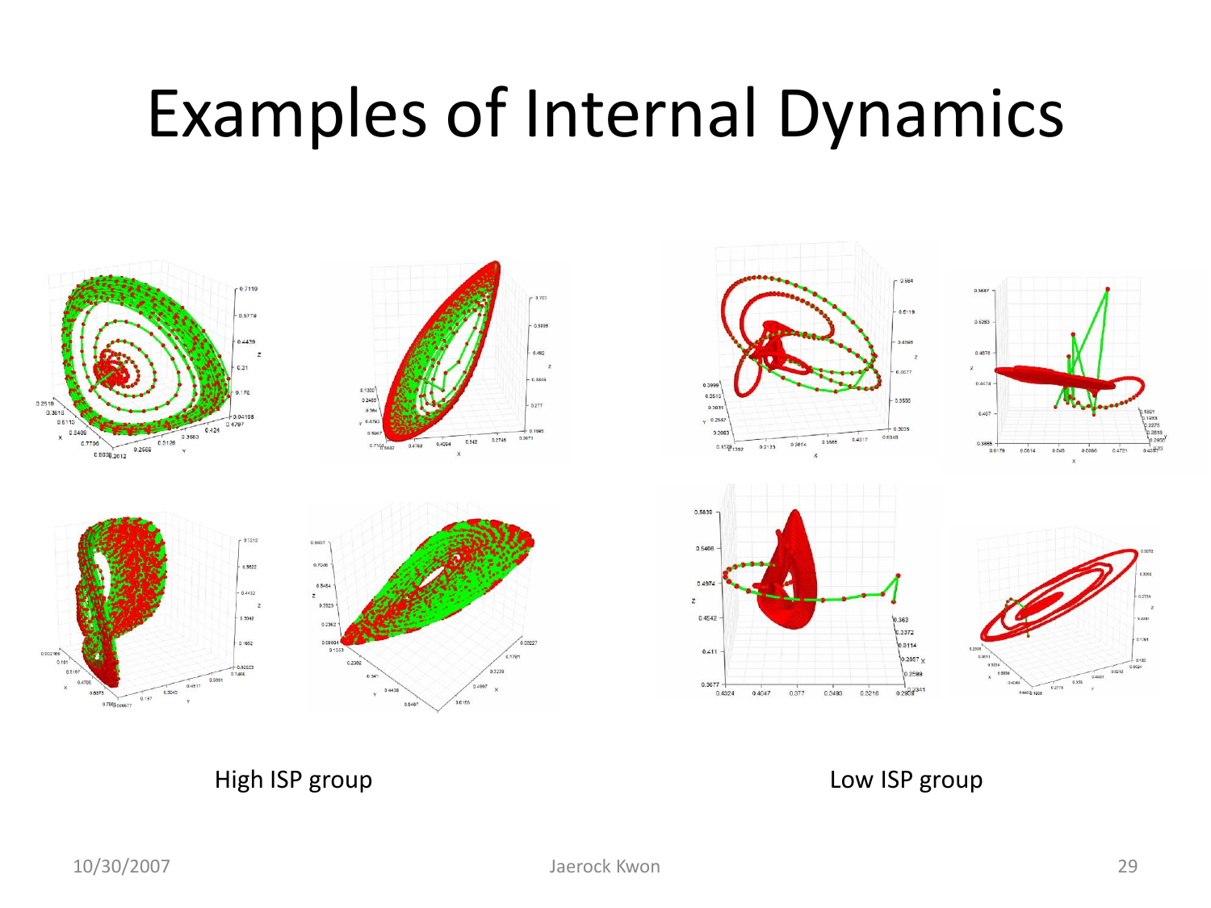# Examples of Internal Dynamics

High ISP group

Low ISP group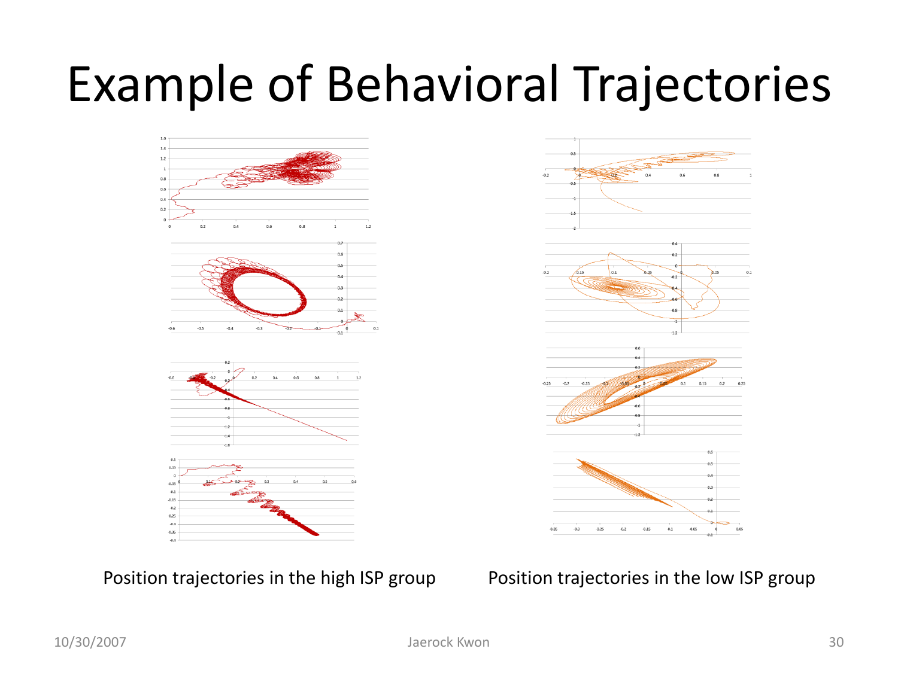# Example of Behavioral Trajectories

Position trajectories in the high ISP group

Position trajectories in the low ISP group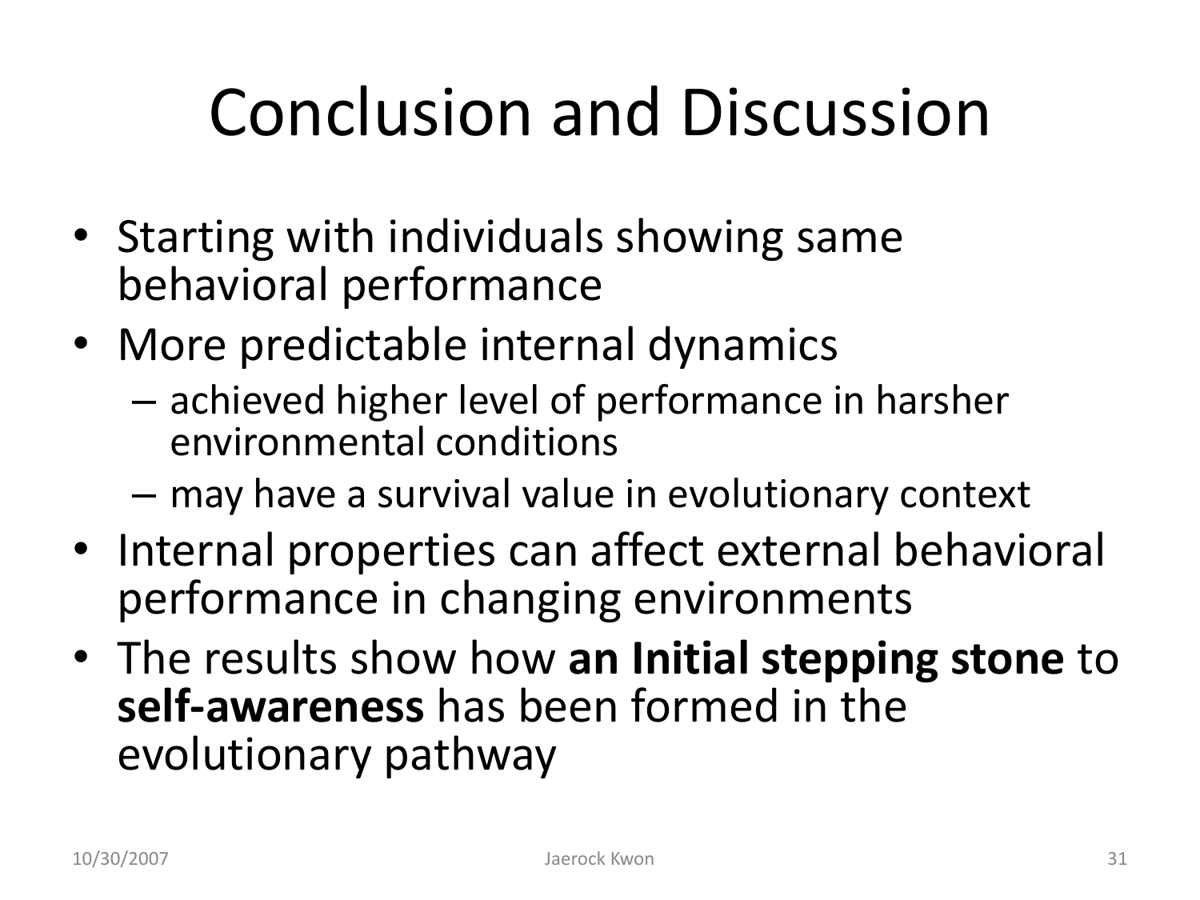# Conclusion and Discussion

- Starting with individuals showing same behavioral performance
- More predictable internal dynamics
  - achieved higher level of performance in harsher environmental conditions
  - may have a survival value in evolutionary context
- Internal properties can affect external behavioral performance in changing environments
- The results show how **an Initial stepping stone** to **self-awareness** has been formed in the evolutionary pathway